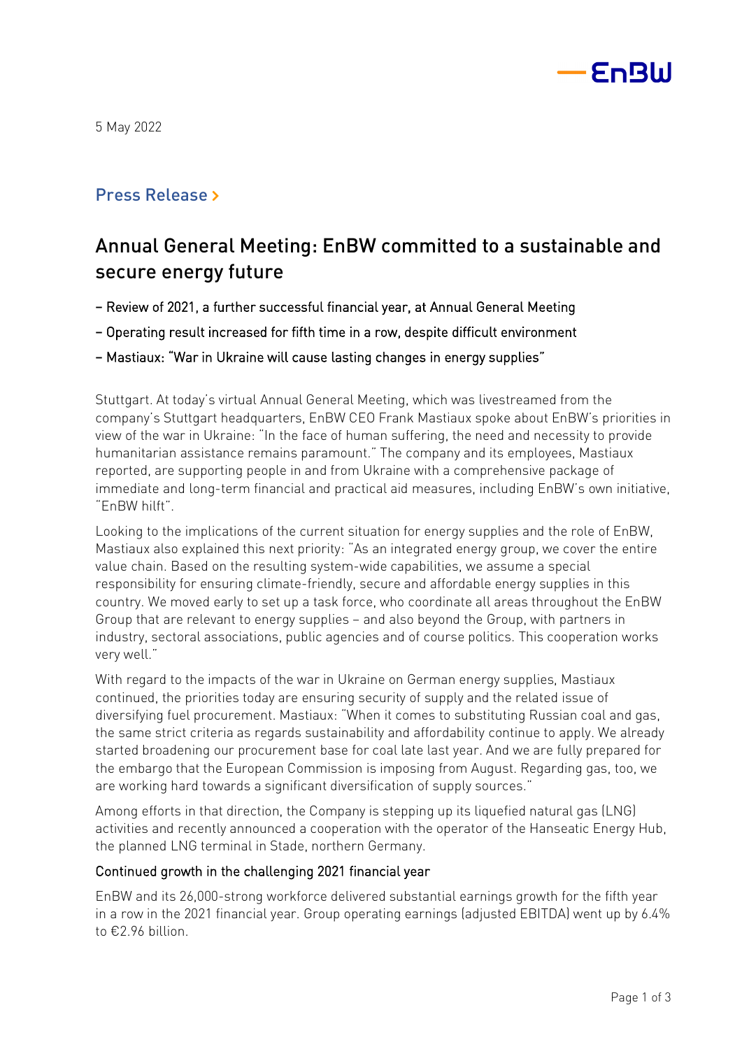5 May 2022

## Press Release >

# Annual General Meeting: EnBW committed to a sustainable and secure energy future

– Review of 2021, a further successful financial year, at Annual General Meeting

– Operating result increased for fifth time in a row, despite difficult environment

– Mastiaux: "War in Ukraine will cause lasting changes in energy supplies"

Stuttgart. At today's virtual Annual General Meeting, which was livestreamed from the company's Stuttgart headquarters, EnBW CEO Frank Mastiaux spoke about EnBW's priorities in view of the war in Ukraine: "In the face of human suffering, the need and necessity to provide humanitarian assistance remains paramount." The company and its employees, Mastiaux reported, are supporting people in and from Ukraine with a comprehensive package of immediate and long-term financial and practical aid measures, including EnBW's own initiative, "EnBW hilft".

Looking to the implications of the current situation for energy supplies and the role of EnBW, Mastiaux also explained this next priority: "As an integrated energy group, we cover the entire value chain. Based on the resulting system-wide capabilities, we assume a special responsibility for ensuring climate-friendly, secure and affordable energy supplies in this country. We moved early to set up a task force, who coordinate all areas throughout the EnBW Group that are relevant to energy supplies – and also beyond the Group, with partners in industry, sectoral associations, public agencies and of course politics. This cooperation works very well."

With regard to the impacts of the war in Ukraine on German energy supplies, Mastiaux continued, the priorities today are ensuring security of supply and the related issue of diversifying fuel procurement. Mastiaux: "When it comes to substituting Russian coal and gas, the same strict criteria as regards sustainability and affordability continue to apply. We already started broadening our procurement base for coal late last year. And we are fully prepared for the embargo that the European Commission is imposing from August. Regarding gas, too, we are working hard towards a significant diversification of supply sources."

Among efforts in that direction, the Company is stepping up its liquefied natural gas (LNG) activities and recently announced a cooperation with the operator of the Hanseatic Energy Hub, the planned LNG terminal in Stade, northern Germany.

### Continued growth in the challenging 2021 financial year

EnBW and its 26,000-strong workforce delivered substantial earnings growth for the fifth year in a row in the 2021 financial year. Group operating earnings (adjusted EBITDA) went up by 6.4% to €2.96 billion.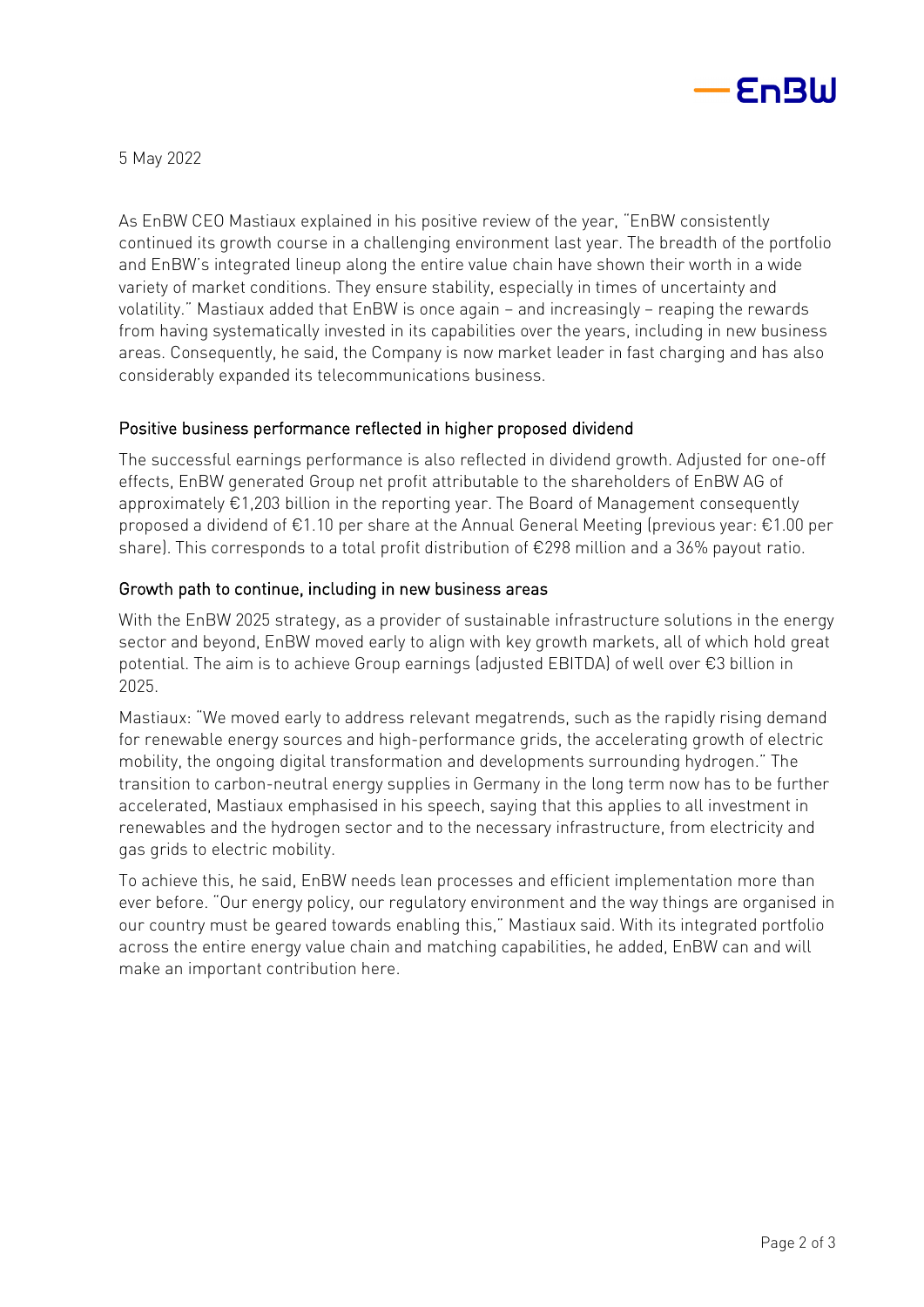5 May 2022

As EnBW CEO Mastiaux explained in his positive review of the year, "EnBW consistently continued its growth course in a challenging environment last year. The breadth of the portfolio and EnBW's integrated lineup along the entire value chain have shown their worth in a wide variety of market conditions. They ensure stability, especially in times of uncertainty and volatility." Mastiaux added that EnBW is once again – and increasingly – reaping the rewards from having systematically invested in its capabilities over the years, including in new business areas. Consequently, he said, the Company is now market leader in fast charging and has also considerably expanded its telecommunications business.

## Positive business performance reflected in higher proposed dividend

The successful earnings performance is also reflected in dividend growth. Adjusted for one-off effects, EnBW generated Group net profit attributable to the shareholders of EnBW AG of approximately €1,203 billion in the reporting year. The Board of Management consequently proposed a dividend of €1.10 per share at the Annual General Meeting (previous year: €1.00 per share). This corresponds to a total profit distribution of €298 million and a 36% payout ratio.

## Growth path to continue, including in new business areas

With the EnBW 2025 strategy, as a provider of sustainable infrastructure solutions in the energy sector and beyond, EnBW moved early to align with key growth markets, all of which hold great potential. The aim is to achieve Group earnings (adjusted EBITDA) of well over €3 billion in 2025.

Mastiaux: "We moved early to address relevant megatrends, such as the rapidly rising demand for renewable energy sources and high-performance grids, the accelerating growth of electric mobility, the ongoing digital transformation and developments surrounding hydrogen." The transition to carbon-neutral energy supplies in Germany in the long term now has to be further accelerated, Mastiaux emphasised in his speech, saying that this applies to all investment in renewables and the hydrogen sector and to the necessary infrastructure, from electricity and gas grids to electric mobility.

To achieve this, he said, EnBW needs lean processes and efficient implementation more than ever before. "Our energy policy, our regulatory environment and the way things are organised in our country must be geared towards enabling this," Mastiaux said. With its integrated portfolio across the entire energy value chain and matching capabilities, he added, EnBW can and will make an important contribution here.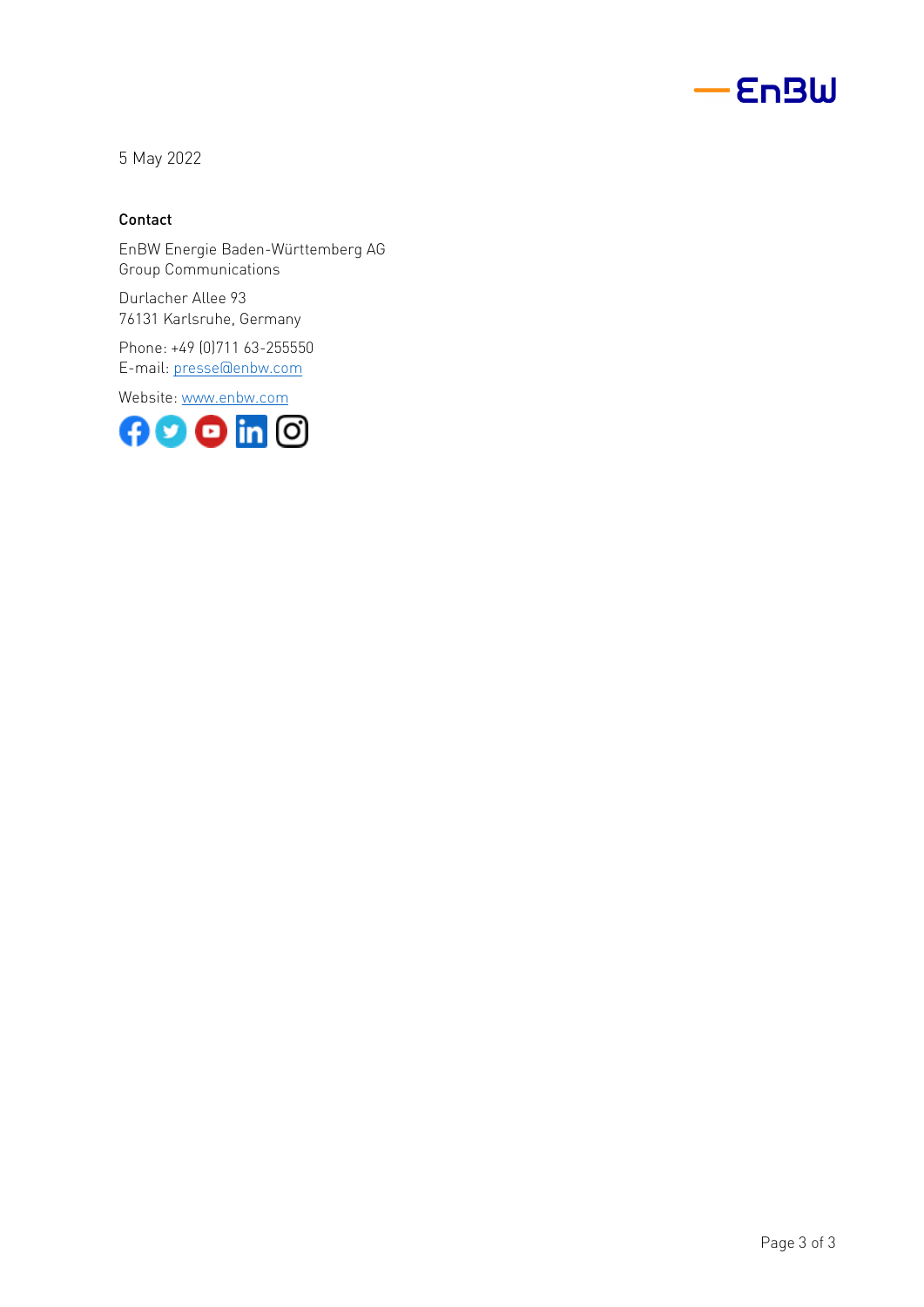5 May 2022

### Contact

EnBW Energie Baden-Württemberg AG
Group Communications

Durlacher Allee 93
76131 Karlsruhe, Germany

Phone: +49 (0)711 63-255550
E-mail: presse@enbw.com

Website: www.enbw.com